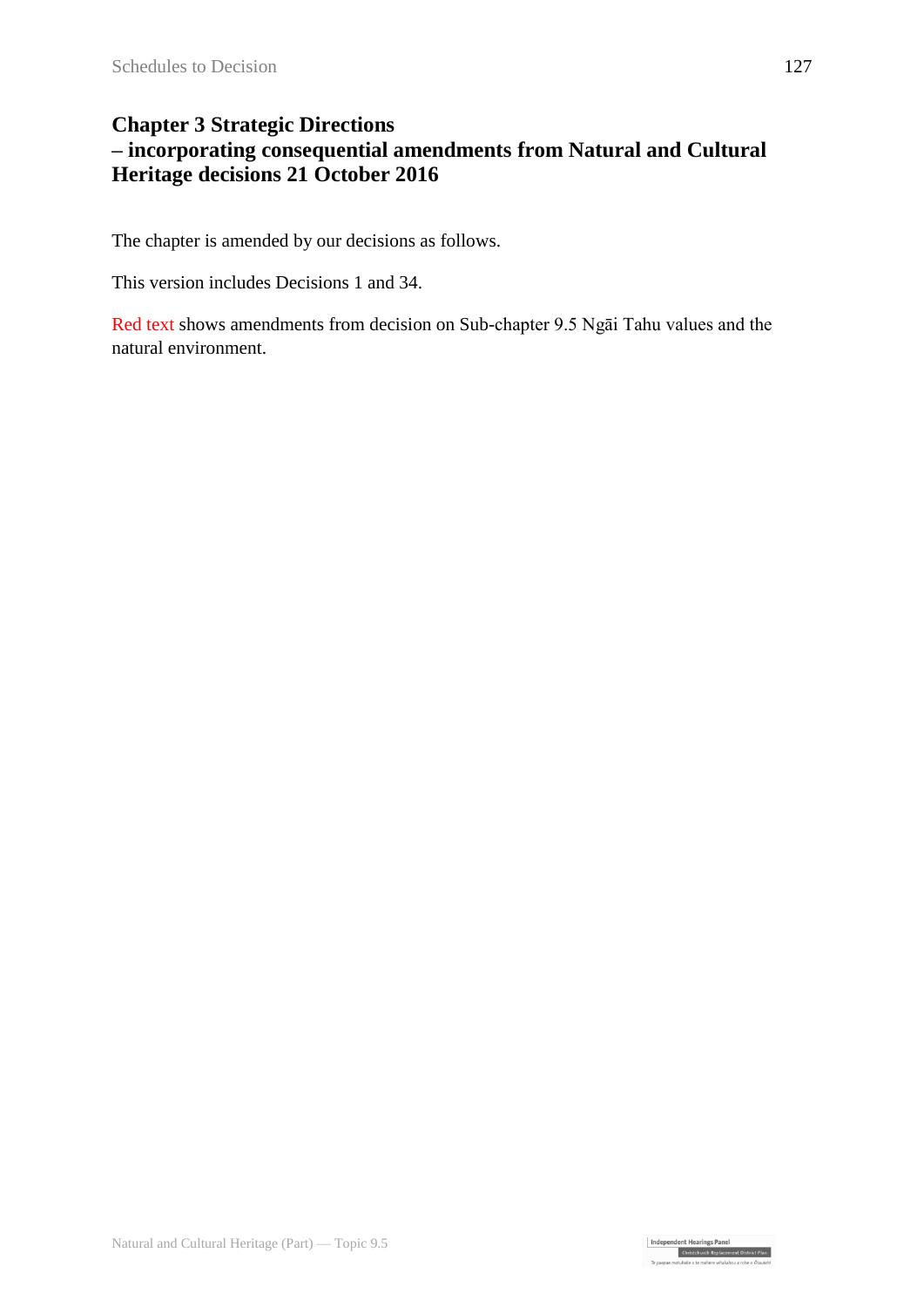# Chapter 3 Strategic Directions
# – incorporating consequential amendments from Natural and Cultural Heritage decisions 21 October 2016

The chapter is amended by our decisions as follows.

This version includes Decisions 1 and 34.

Red text shows amendments from decision on Sub-chapter 9.5 Ngāi Tahu values and the natural environment.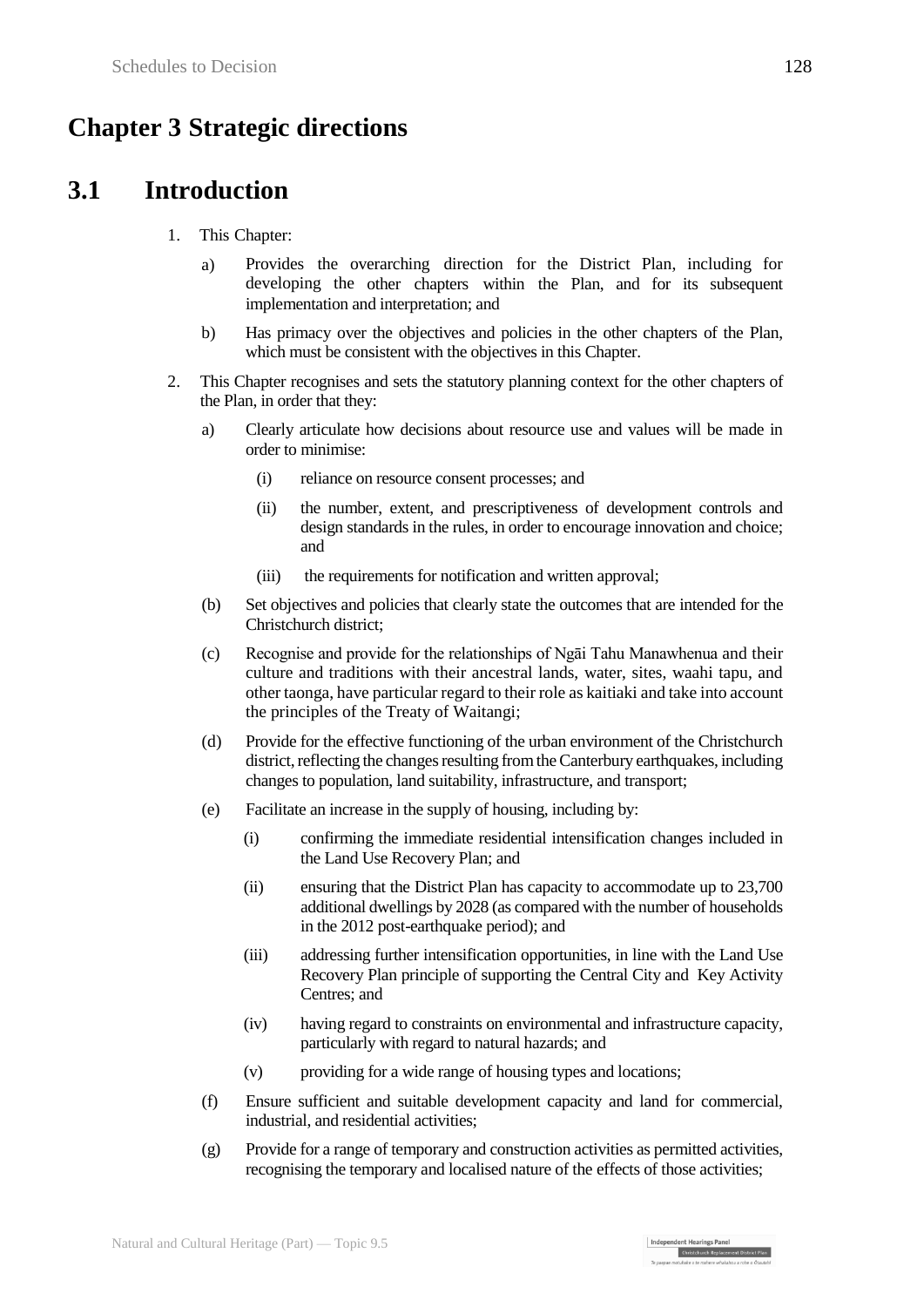# Chapter 3 Strategic directions

## 3.1 Introduction

1. This Chapter:

   a) Provides the overarching direction for the District Plan, including for developing the other chapters within the Plan, and for its subsequent implementation and interpretation; and

   b) Has primacy over the objectives and policies in the other chapters of the Plan, which must be consistent with the objectives in this Chapter.

2. This Chapter recognises and sets the statutory planning context for the other chapters of the Plan, in order that they:

   a) Clearly articulate how decisions about resource use and values will be made in order to minimise:

      (i) reliance on resource consent processes; and

      (ii) the number, extent, and prescriptiveness of development controls and design standards in the rules, in order to encourage innovation and choice; and

      (iii) the requirements for notification and written approval;

   (b) Set objectives and policies that clearly state the outcomes that are intended for the Christchurch district;

   (c) Recognise and provide for the relationships of Ngāi Tahu Manawhenua and their culture and traditions with their ancestral lands, water, sites, waahi tapu, and other taonga, have particular regard to their role as kaitiaki and take into account the principles of the Treaty of Waitangi;

   (d) Provide for the effective functioning of the urban environment of the Christchurch district, reflecting the changes resulting from the Canterbury earthquakes, including changes to population, land suitability, infrastructure, and transport;

   (e) Facilitate an increase in the supply of housing, including by:

      (i) confirming the immediate residential intensification changes included in the Land Use Recovery Plan; and

      (ii) ensuring that the District Plan has capacity to accommodate up to 23,700 additional dwellings by 2028 (as compared with the number of households in the 2012 post-earthquake period); and

      (iii) addressing further intensification opportunities, in line with the Land Use Recovery Plan principle of supporting the Central City and Key Activity Centres; and

      (iv) having regard to constraints on environmental and infrastructure capacity, particularly with regard to natural hazards; and

      (v) providing for a wide range of housing types and locations;

   (f) Ensure sufficient and suitable development capacity and land for commercial, industrial, and residential activities;

   (g) Provide for a range of temporary and construction activities as permitted activities, recognising the temporary and localised nature of the effects of those activities;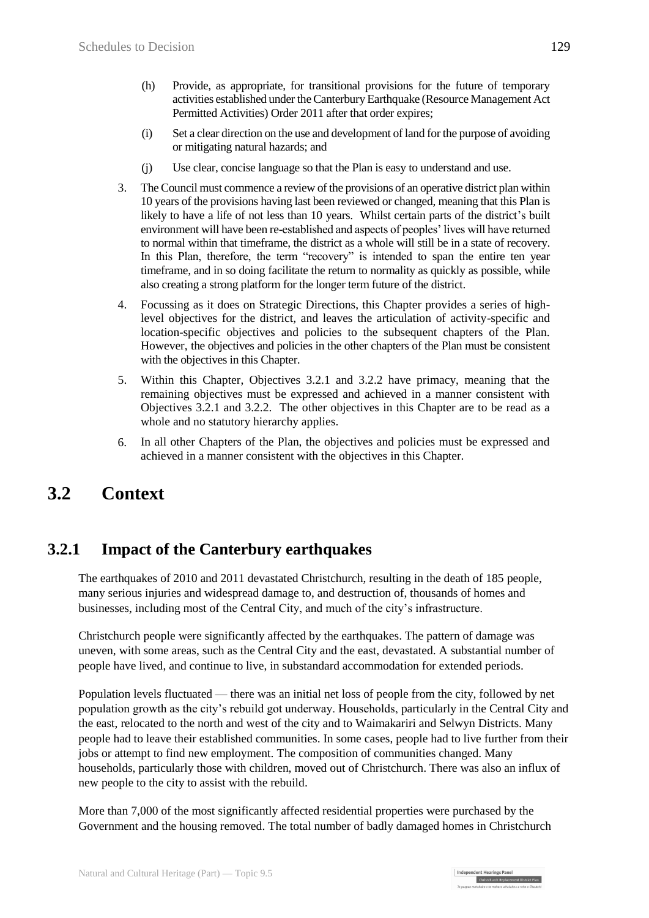(h) Provide, as appropriate, for transitional provisions for the future of temporary activities established under the Canterbury Earthquake (Resource Management Act Permitted Activities) Order 2011 after that order expires;

(i) Set a clear direction on the use and development of land for the purpose of avoiding or mitigating natural hazards; and

(j) Use clear, concise language so that the Plan is easy to understand and use.

3. The Council must commence a review of the provisions of an operative district plan within 10 years of the provisions having last been reviewed or changed, meaning that this Plan is likely to have a life of not less than 10 years. Whilst certain parts of the district's built environment will have been re-established and aspects of peoples' lives will have returned to normal within that timeframe, the district as a whole will still be in a state of recovery. In this Plan, therefore, the term "recovery" is intended to span the entire ten year timeframe, and in so doing facilitate the return to normality as quickly as possible, while also creating a strong platform for the longer term future of the district.

4. Focussing as it does on Strategic Directions, this Chapter provides a series of high-level objectives for the district, and leaves the articulation of activity-specific and location-specific objectives and policies to the subsequent chapters of the Plan. However, the objectives and policies in the other chapters of the Plan must be consistent with the objectives in this Chapter.

5. Within this Chapter, Objectives 3.2.1 and 3.2.2 have primacy, meaning that the remaining objectives must be expressed and achieved in a manner consistent with Objectives 3.2.1 and 3.2.2. The other objectives in this Chapter are to be read as a whole and no statutory hierarchy applies.

6. In all other Chapters of the Plan, the objectives and policies must be expressed and achieved in a manner consistent with the objectives in this Chapter.

# 3.2 Context

## 3.2.1 Impact of the Canterbury earthquakes

The earthquakes of 2010 and 2011 devastated Christchurch, resulting in the death of 185 people, many serious injuries and widespread damage to, and destruction of, thousands of homes and businesses, including most of the Central City, and much of the city's infrastructure.

Christchurch people were significantly affected by the earthquakes. The pattern of damage was uneven, with some areas, such as the Central City and the east, devastated. A substantial number of people have lived, and continue to live, in substandard accommodation for extended periods.

Population levels fluctuated — there was an initial net loss of people from the city, followed by net population growth as the city's rebuild got underway. Households, particularly in the Central City and the east, relocated to the north and west of the city and to Waimakariri and Selwyn Districts. Many people had to leave their established communities. In some cases, people had to live further from their jobs or attempt to find new employment. The composition of communities changed. Many households, particularly those with children, moved out of Christchurch. There was also an influx of new people to the city to assist with the rebuild.

More than 7,000 of the most significantly affected residential properties were purchased by the Government and the housing removed. The total number of badly damaged homes in Christchurch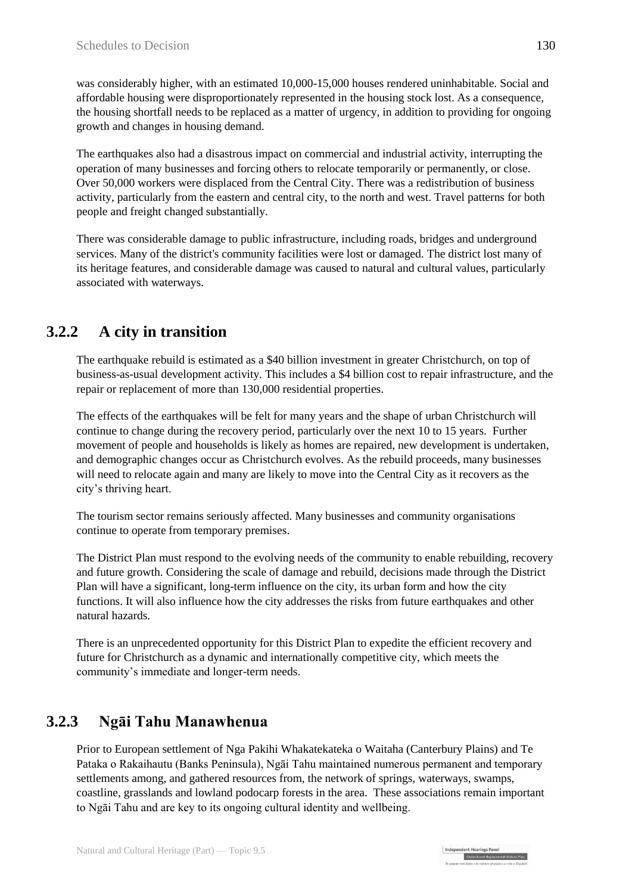was considerably higher, with an estimated 10,000-15,000 houses rendered uninhabitable. Social and affordable housing were disproportionately represented in the housing stock lost. As a consequence, the housing shortfall needs to be replaced as a matter of urgency, in addition to providing for ongoing growth and changes in housing demand.

The earthquakes also had a disastrous impact on commercial and industrial activity, interrupting the operation of many businesses and forcing others to relocate temporarily or permanently, or close. Over 50,000 workers were displaced from the Central City. There was a redistribution of business activity, particularly from the eastern and central city, to the north and west. Travel patterns for both people and freight changed substantially.

There was considerable damage to public infrastructure, including roads, bridges and underground services. Many of the district's community facilities were lost or damaged. The district lost many of its heritage features, and considerable damage was caused to natural and cultural values, particularly associated with waterways.

## 3.2.2 A city in transition

The earthquake rebuild is estimated as a $40 billion investment in greater Christchurch, on top of business-as-usual development activity. This includes a $4 billion cost to repair infrastructure, and the repair or replacement of more than 130,000 residential properties.

The effects of the earthquakes will be felt for many years and the shape of urban Christchurch will continue to change during the recovery period, particularly over the next 10 to 15 years. Further movement of people and households is likely as homes are repaired, new development is undertaken, and demographic changes occur as Christchurch evolves. As the rebuild proceeds, many businesses will need to relocate again and many are likely to move into the Central City as it recovers as the city's thriving heart.

The tourism sector remains seriously affected. Many businesses and community organisations continue to operate from temporary premises.

The District Plan must respond to the evolving needs of the community to enable rebuilding, recovery and future growth. Considering the scale of damage and rebuild, decisions made through the District Plan will have a significant, long-term influence on the city, its urban form and how the city functions. It will also influence how the city addresses the risks from future earthquakes and other natural hazards.

There is an unprecedented opportunity for this District Plan to expedite the efficient recovery and future for Christchurch as a dynamic and internationally competitive city, which meets the community's immediate and longer-term needs.

## 3.2.3 Ngāi Tahu Manawhenua

Prior to European settlement of Nga Pakihi Whakatekateka o Waitaha (Canterbury Plains) and Te Pataka o Rakaihautu (Banks Peninsula), Ngāi Tahu maintained numerous permanent and temporary settlements among, and gathered resources from, the network of springs, waterways, swamps, coastline, grasslands and lowland podocarp forests in the area. These associations remain important to Ngāi Tahu and are key to its ongoing cultural identity and wellbeing.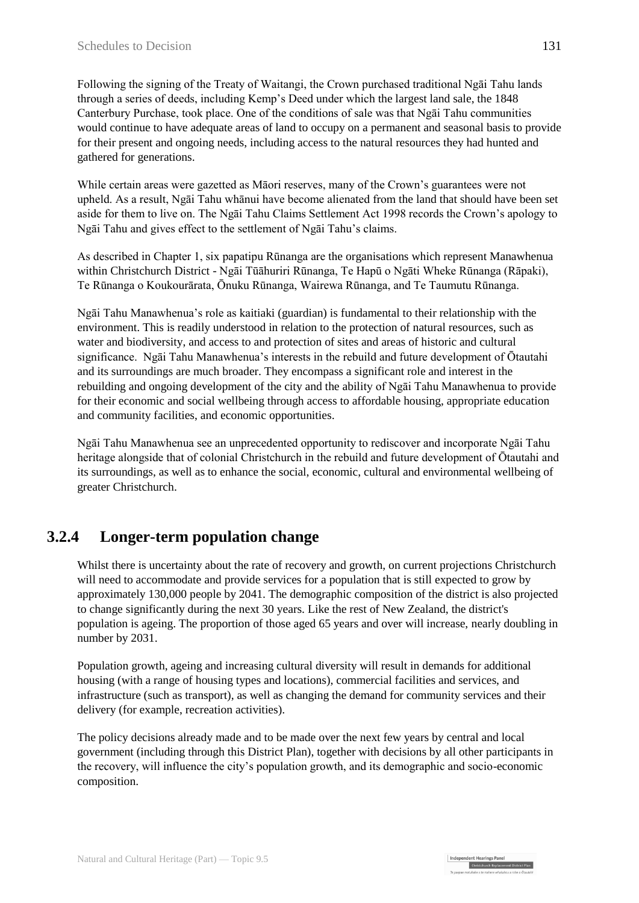Following the signing of the Treaty of Waitangi, the Crown purchased traditional Ngāi Tahu lands through a series of deeds, including Kemp's Deed under which the largest land sale, the 1848 Canterbury Purchase, took place. One of the conditions of sale was that Ngāi Tahu communities would continue to have adequate areas of land to occupy on a permanent and seasonal basis to provide for their present and ongoing needs, including access to the natural resources they had hunted and gathered for generations.

While certain areas were gazetted as Māori reserves, many of the Crown's guarantees were not upheld. As a result, Ngāi Tahu whānui have become alienated from the land that should have been set aside for them to live on. The Ngāi Tahu Claims Settlement Act 1998 records the Crown's apology to Ngāi Tahu and gives effect to the settlement of Ngāi Tahu's claims.

As described in Chapter 1, six papatipu Rūnanga are the organisations which represent Manawhenua within Christchurch District - Ngāi Tūāhuriri Rūnanga, Te Hapū o Ngāti Wheke Rūnanga (Rāpaki), Te Rūnanga o Koukourārata, Ōnuku Rūnanga, Wairewa Rūnanga, and Te Taumutu Rūnanga.

Ngāi Tahu Manawhenua's role as kaitiaki (guardian) is fundamental to their relationship with the environment. This is readily understood in relation to the protection of natural resources, such as water and biodiversity, and access to and protection of sites and areas of historic and cultural significance. Ngāi Tahu Manawhenua's interests in the rebuild and future development of Ōtautahi and its surroundings are much broader. They encompass a significant role and interest in the rebuilding and ongoing development of the city and the ability of Ngāi Tahu Manawhenua to provide for their economic and social wellbeing through access to affordable housing, appropriate education and community facilities, and economic opportunities.

Ngāi Tahu Manawhenua see an unprecedented opportunity to rediscover and incorporate Ngāi Tahu heritage alongside that of colonial Christchurch in the rebuild and future development of Ōtautahi and its surroundings, as well as to enhance the social, economic, cultural and environmental wellbeing of greater Christchurch.

## 3.2.4 Longer-term population change

Whilst there is uncertainty about the rate of recovery and growth, on current projections Christchurch will need to accommodate and provide services for a population that is still expected to grow by approximately 130,000 people by 2041. The demographic composition of the district is also projected to change significantly during the next 30 years. Like the rest of New Zealand, the district's population is ageing. The proportion of those aged 65 years and over will increase, nearly doubling in number by 2031.

Population growth, ageing and increasing cultural diversity will result in demands for additional housing (with a range of housing types and locations), commercial facilities and services, and infrastructure (such as transport), as well as changing the demand for community services and their delivery (for example, recreation activities).

The policy decisions already made and to be made over the next few years by central and local government (including through this District Plan), together with decisions by all other participants in the recovery, will influence the city's population growth, and its demographic and socio-economic composition.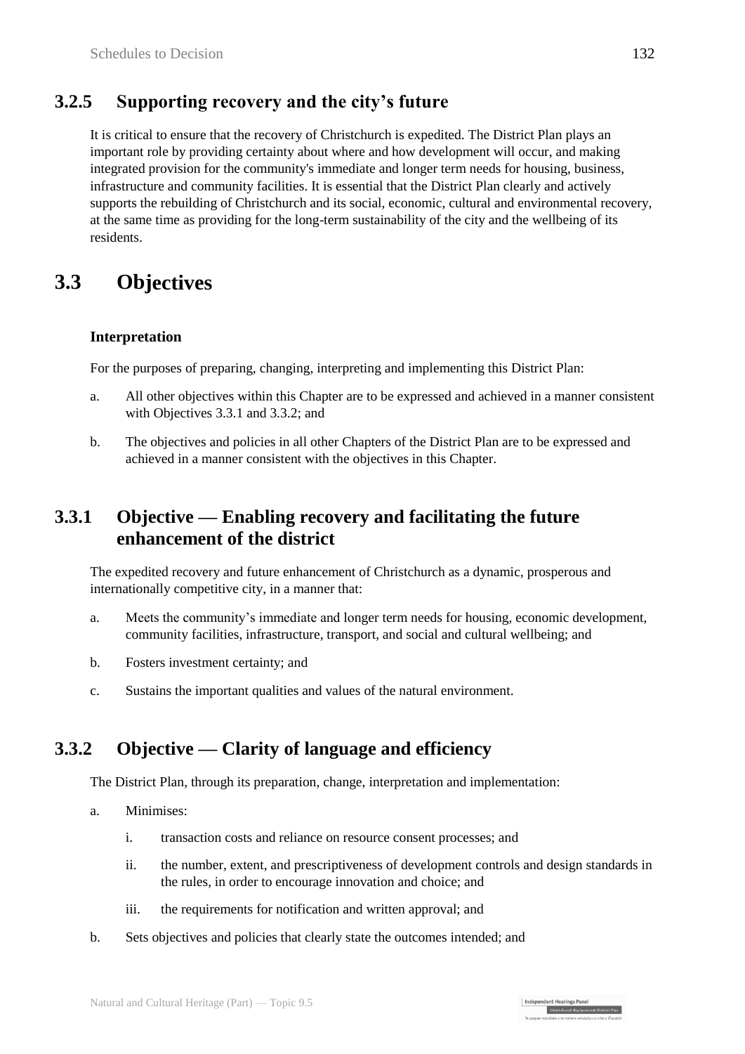### 3.2.5 Supporting recovery and the city's future

It is critical to ensure that the recovery of Christchurch is expedited. The District Plan plays an important role by providing certainty about where and how development will occur, and making integrated provision for the community's immediate and longer term needs for housing, business, infrastructure and community facilities. It is essential that the District Plan clearly and actively supports the rebuilding of Christchurch and its social, economic, cultural and environmental recovery, at the same time as providing for the long-term sustainability of the city and the wellbeing of its residents.

## 3.3 Objectives

**Interpretation**

For the purposes of preparing, changing, interpreting and implementing this District Plan:

a. All other objectives within this Chapter are to be expressed and achieved in a manner consistent with Objectives 3.3.1 and 3.3.2; and

b. The objectives and policies in all other Chapters of the District Plan are to be expressed and achieved in a manner consistent with the objectives in this Chapter.

### 3.3.1 Objective — Enabling recovery and facilitating the future enhancement of the district

The expedited recovery and future enhancement of Christchurch as a dynamic, prosperous and internationally competitive city, in a manner that:

a. Meets the community's immediate and longer term needs for housing, economic development, community facilities, infrastructure, transport, and social and cultural wellbeing; and

b. Fosters investment certainty; and

c. Sustains the important qualities and values of the natural environment.

### 3.3.2 Objective — Clarity of language and efficiency

The District Plan, through its preparation, change, interpretation and implementation:

a. Minimises:

   i. transaction costs and reliance on resource consent processes; and

   ii. the number, extent, and prescriptiveness of development controls and design standards in the rules, in order to encourage innovation and choice; and

   iii. the requirements for notification and written approval; and

b. Sets objectives and policies that clearly state the outcomes intended; and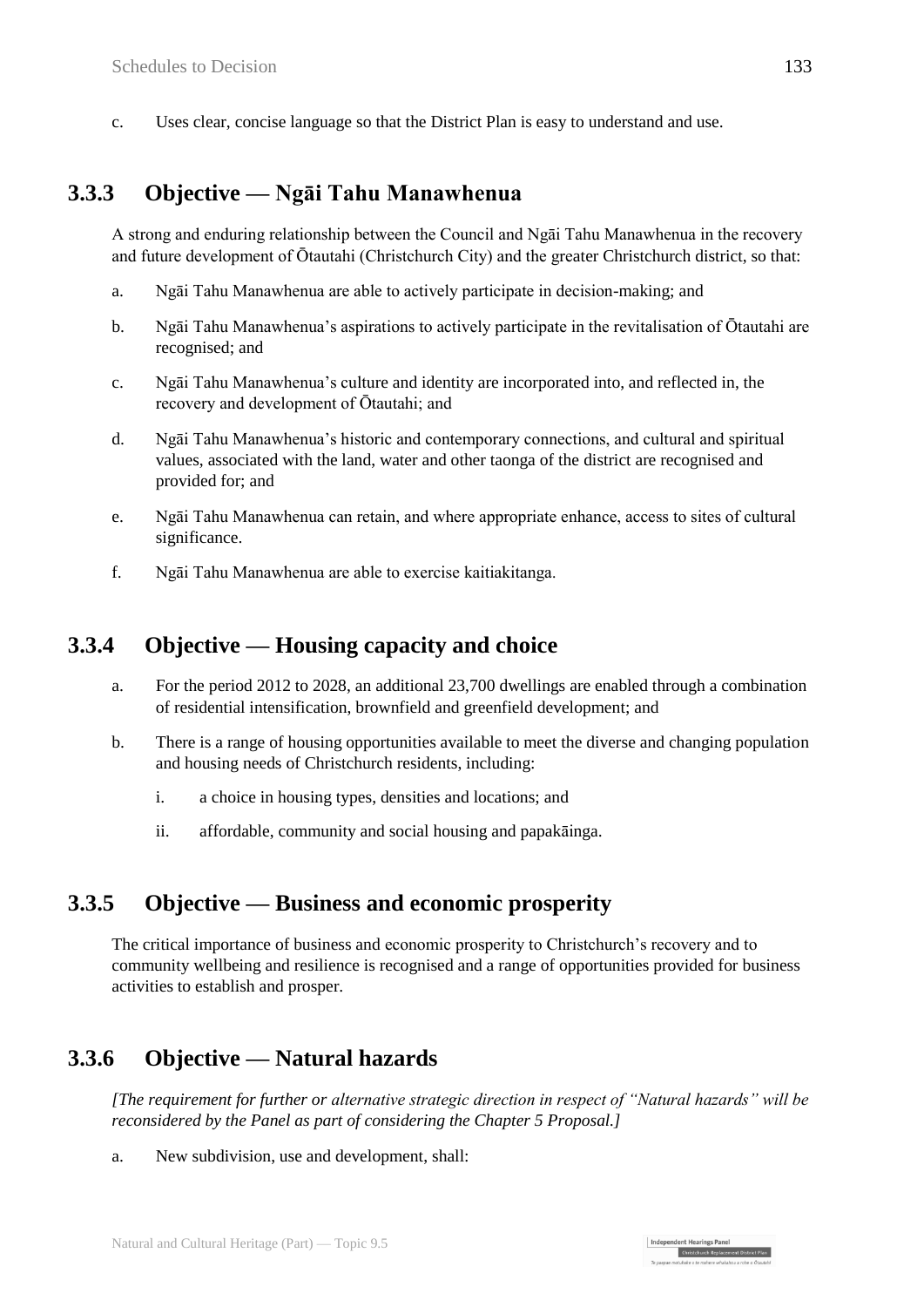c. Uses clear, concise language so that the District Plan is easy to understand and use.

## 3.3.3 Objective — Ngāi Tahu Manawhenua

A strong and enduring relationship between the Council and Ngāi Tahu Manawhenua in the recovery and future development of Ōtautahi (Christchurch City) and the greater Christchurch district, so that:

a. Ngāi Tahu Manawhenua are able to actively participate in decision-making; and

b. Ngāi Tahu Manawhenua's aspirations to actively participate in the revitalisation of Ōtautahi are recognised; and

c. Ngāi Tahu Manawhenua's culture and identity are incorporated into, and reflected in, the recovery and development of Ōtautahi; and

d. Ngāi Tahu Manawhenua's historic and contemporary connections, and cultural and spiritual values, associated with the land, water and other taonga of the district are recognised and provided for; and

e. Ngāi Tahu Manawhenua can retain, and where appropriate enhance, access to sites of cultural significance.

f. Ngāi Tahu Manawhenua are able to exercise kaitiakitanga.

## 3.3.4 Objective — Housing capacity and choice

a. For the period 2012 to 2028, an additional 23,700 dwellings are enabled through a combination of residential intensification, brownfield and greenfield development; and

b. There is a range of housing opportunities available to meet the diverse and changing population and housing needs of Christchurch residents, including:

   i. a choice in housing types, densities and locations; and

   ii. affordable, community and social housing and papakāinga.

## 3.3.5 Objective — Business and economic prosperity

The critical importance of business and economic prosperity to Christchurch's recovery and to community wellbeing and resilience is recognised and a range of opportunities provided for business activities to establish and prosper.

## 3.3.6 Objective — Natural hazards

*[The requirement for further or alternative strategic direction in respect of "Natural hazards" will be reconsidered by the Panel as part of considering the Chapter 5 Proposal.]*

a. New subdivision, use and development, shall: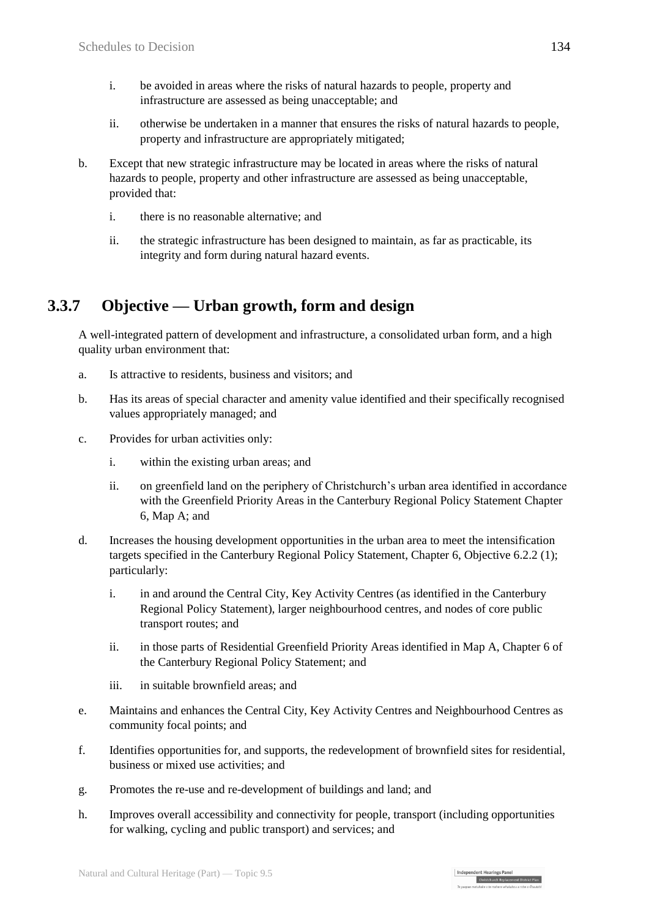i. be avoided in areas where the risks of natural hazards to people, property and infrastructure are assessed as being unacceptable; and

ii. otherwise be undertaken in a manner that ensures the risks of natural hazards to people, property and infrastructure are appropriately mitigated;

b. Except that new strategic infrastructure may be located in areas where the risks of natural hazards to people, property and other infrastructure are assessed as being unacceptable, provided that:

   i. there is no reasonable alternative; and

   ii. the strategic infrastructure has been designed to maintain, as far as practicable, its integrity and form during natural hazard events.

## 3.3.7 Objective — Urban growth, form and design

A well-integrated pattern of development and infrastructure, a consolidated urban form, and a high quality urban environment that:

a. Is attractive to residents, business and visitors; and

b. Has its areas of special character and amenity value identified and their specifically recognised values appropriately managed; and

c. Provides for urban activities only:

   i. within the existing urban areas; and

   ii. on greenfield land on the periphery of Christchurch's urban area identified in accordance with the Greenfield Priority Areas in the Canterbury Regional Policy Statement Chapter 6, Map A; and

d. Increases the housing development opportunities in the urban area to meet the intensification targets specified in the Canterbury Regional Policy Statement, Chapter 6, Objective 6.2.2 (1); particularly:

   i. in and around the Central City, Key Activity Centres (as identified in the Canterbury Regional Policy Statement), larger neighbourhood centres, and nodes of core public transport routes; and

   ii. in those parts of Residential Greenfield Priority Areas identified in Map A, Chapter 6 of the Canterbury Regional Policy Statement; and

   iii. in suitable brownfield areas; and

e. Maintains and enhances the Central City, Key Activity Centres and Neighbourhood Centres as community focal points; and

f. Identifies opportunities for, and supports, the redevelopment of brownfield sites for residential, business or mixed use activities; and

g. Promotes the re-use and re-development of buildings and land; and

h. Improves overall accessibility and connectivity for people, transport (including opportunities for walking, cycling and public transport) and services; and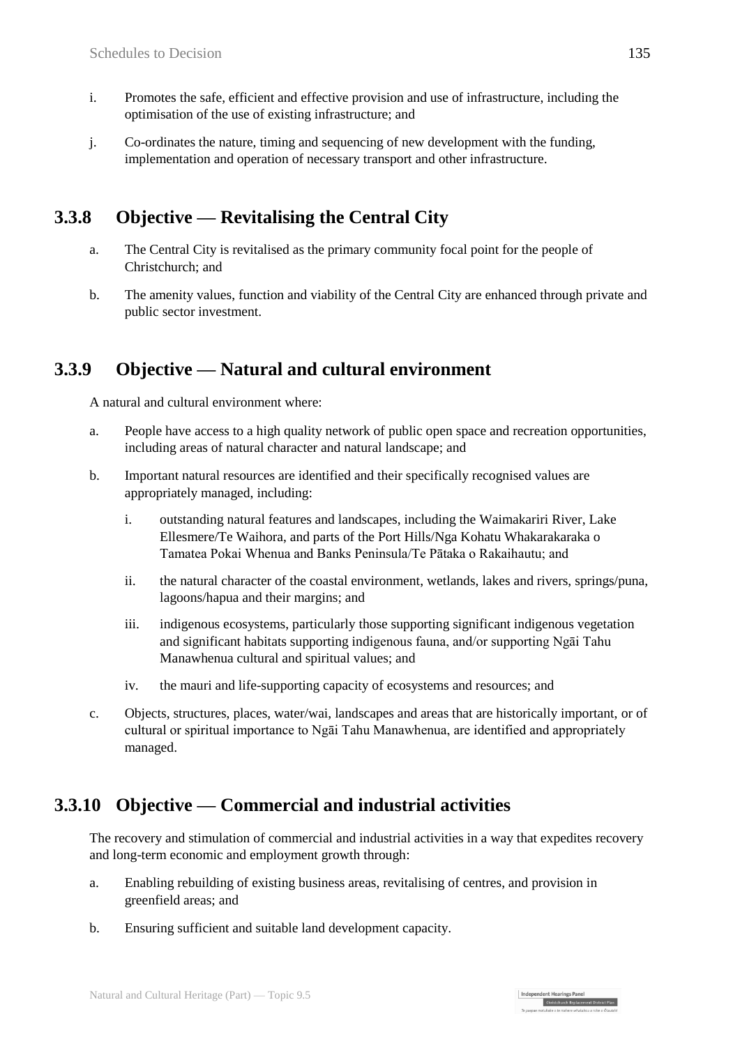i. Promotes the safe, efficient and effective provision and use of infrastructure, including the optimisation of the use of existing infrastructure; and

j. Co-ordinates the nature, timing and sequencing of new development with the funding, implementation and operation of necessary transport and other infrastructure.

## 3.3.8 Objective — Revitalising the Central City

a. The Central City is revitalised as the primary community focal point for the people of Christchurch; and

b. The amenity values, function and viability of the Central City are enhanced through private and public sector investment.

## 3.3.9 Objective — Natural and cultural environment

A natural and cultural environment where:

a. People have access to a high quality network of public open space and recreation opportunities, including areas of natural character and natural landscape; and

b. Important natural resources are identified and their specifically recognised values are appropriately managed, including:

   i. outstanding natural features and landscapes, including the Waimakariri River, Lake Ellesmere/Te Waihora, and parts of the Port Hills/Nga Kohatu Whakarakaraka o Tamatea Pokai Whenua and Banks Peninsula/Te Pātaka o Rakaihautu; and

   ii. the natural character of the coastal environment, wetlands, lakes and rivers, springs/puna, lagoons/hapua and their margins; and

   iii. indigenous ecosystems, particularly those supporting significant indigenous vegetation and significant habitats supporting indigenous fauna, and/or supporting Ngāi Tahu Manawhenua cultural and spiritual values; and

   iv. the mauri and life-supporting capacity of ecosystems and resources; and

c. Objects, structures, places, water/wai, landscapes and areas that are historically important, or of cultural or spiritual importance to Ngāi Tahu Manawhenua, are identified and appropriately managed.

## 3.3.10 Objective — Commercial and industrial activities

The recovery and stimulation of commercial and industrial activities in a way that expedites recovery and long-term economic and employment growth through:

a. Enabling rebuilding of existing business areas, revitalising of centres, and provision in greenfield areas; and

b. Ensuring sufficient and suitable land development capacity.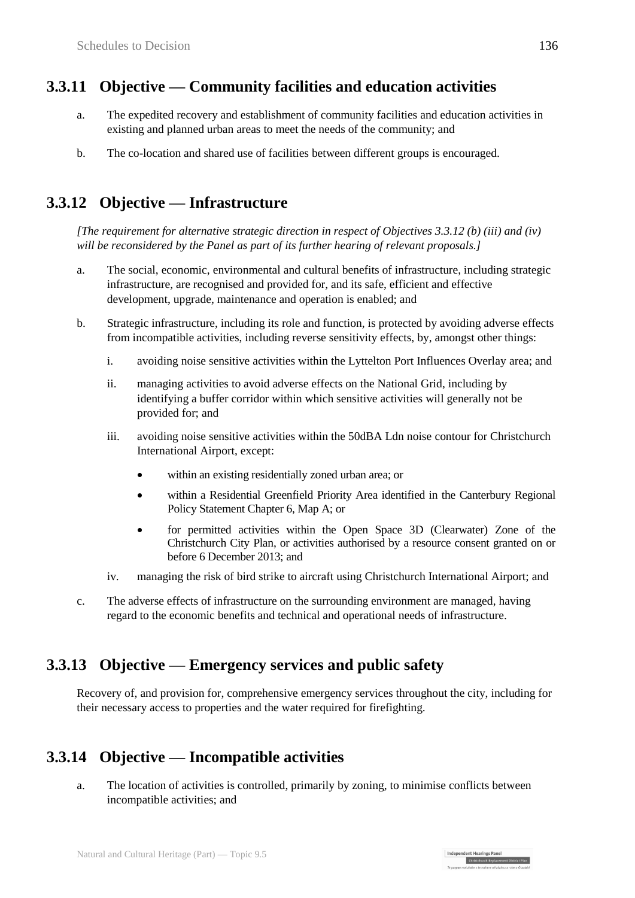### 3.3.11 Objective — Community facilities and education activities

a. The expedited recovery and establishment of community facilities and education activities in existing and planned urban areas to meet the needs of the community; and

b. The co-location and shared use of facilities between different groups is encouraged.

### 3.3.12 Objective — Infrastructure

*[The requirement for alternative strategic direction in respect of Objectives 3.3.12 (b) (iii) and (iv) will be reconsidered by the Panel as part of its further hearing of relevant proposals.]*

a. The social, economic, environmental and cultural benefits of infrastructure, including strategic infrastructure, are recognised and provided for, and its safe, efficient and effective development, upgrade, maintenance and operation is enabled; and

b. Strategic infrastructure, including its role and function, is protected by avoiding adverse effects from incompatible activities, including reverse sensitivity effects, by, amongst other things:

   i. avoiding noise sensitive activities within the Lyttelton Port Influences Overlay area; and

   ii. managing activities to avoid adverse effects on the National Grid, including by identifying a buffer corridor within which sensitive activities will generally not be provided for; and

   iii. avoiding noise sensitive activities within the 50dBA Ldn noise contour for Christchurch International Airport, except:

      - within an existing residentially zoned urban area; or
      - within a Residential Greenfield Priority Area identified in the Canterbury Regional Policy Statement Chapter 6, Map A; or
      - for permitted activities within the Open Space 3D (Clearwater) Zone of the Christchurch City Plan, or activities authorised by a resource consent granted on or before 6 December 2013; and

   iv. managing the risk of bird strike to aircraft using Christchurch International Airport; and

c. The adverse effects of infrastructure on the surrounding environment are managed, having regard to the economic benefits and technical and operational needs of infrastructure.

### 3.3.13 Objective — Emergency services and public safety

Recovery of, and provision for, comprehensive emergency services throughout the city, including for their necessary access to properties and the water required for firefighting.

### 3.3.14 Objective — Incompatible activities

a. The location of activities is controlled, primarily by zoning, to minimise conflicts between incompatible activities; and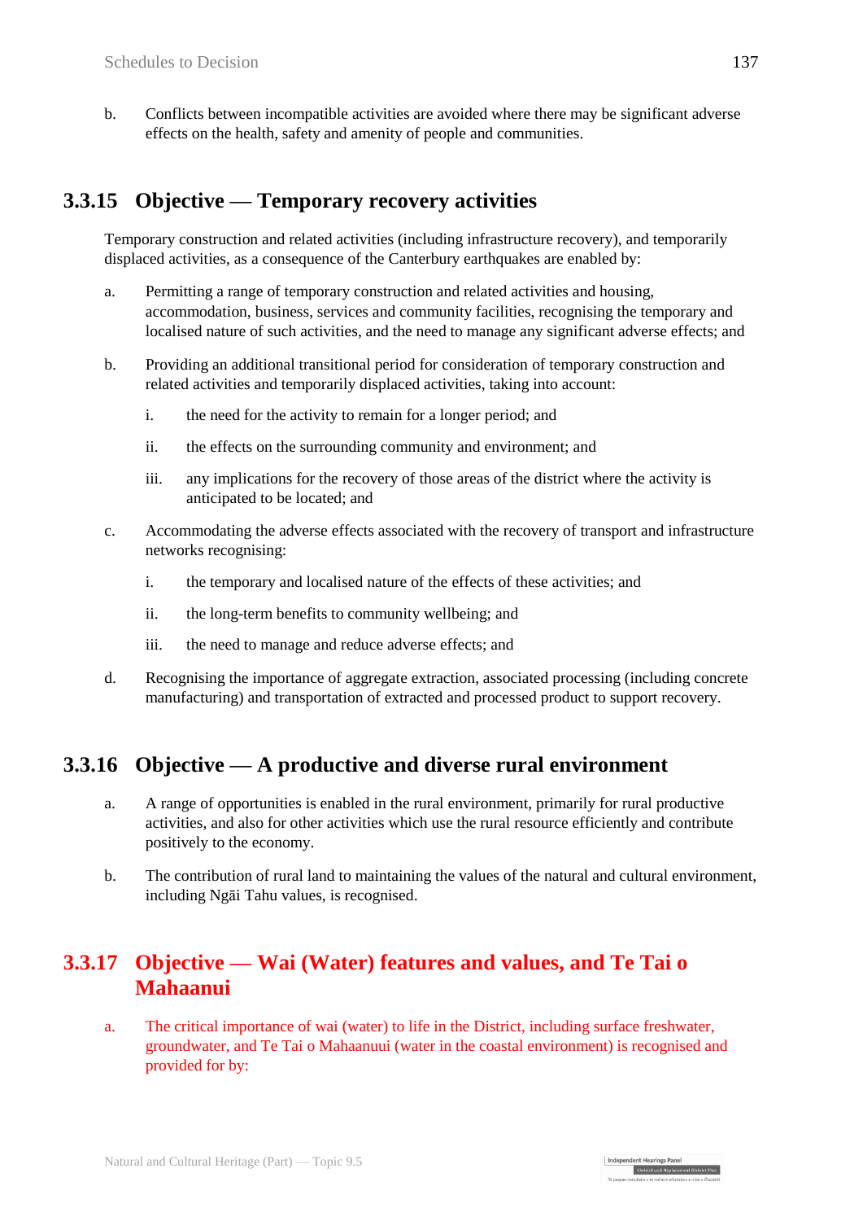b. Conflicts between incompatible activities are avoided where there may be significant adverse effects on the health, safety and amenity of people and communities.

### 3.3.15 Objective — Temporary recovery activities

Temporary construction and related activities (including infrastructure recovery), and temporarily displaced activities, as a consequence of the Canterbury earthquakes are enabled by:

a. Permitting a range of temporary construction and related activities and housing, accommodation, business, services and community facilities, recognising the temporary and localised nature of such activities, and the need to manage any significant adverse effects; and

b. Providing an additional transitional period for consideration of temporary construction and related activities and temporarily displaced activities, taking into account:

   i. the need for the activity to remain for a longer period; and

   ii. the effects on the surrounding community and environment; and

   iii. any implications for the recovery of those areas of the district where the activity is anticipated to be located; and

c. Accommodating the adverse effects associated with the recovery of transport and infrastructure networks recognising:

   i. the temporary and localised nature of the effects of these activities; and

   ii. the long-term benefits to community wellbeing; and

   iii. the need to manage and reduce adverse effects; and

d. Recognising the importance of aggregate extraction, associated processing (including concrete manufacturing) and transportation of extracted and processed product to support recovery.

### 3.3.16 Objective — A productive and diverse rural environment

a. A range of opportunities is enabled in the rural environment, primarily for rural productive activities, and also for other activities which use the rural resource efficiently and contribute positively to the economy.

b. The contribution of rural land to maintaining the values of the natural and cultural environment, including Ngāi Tahu values, is recognised.

### 3.3.17 Objective — Wai (Water) features and values, and Te Tai o Mahaanui

a. The critical importance of wai (water) to life in the District, including surface freshwater, groundwater, and Te Tai o Mahaanuui (water in the coastal environment) is recognised and provided for by: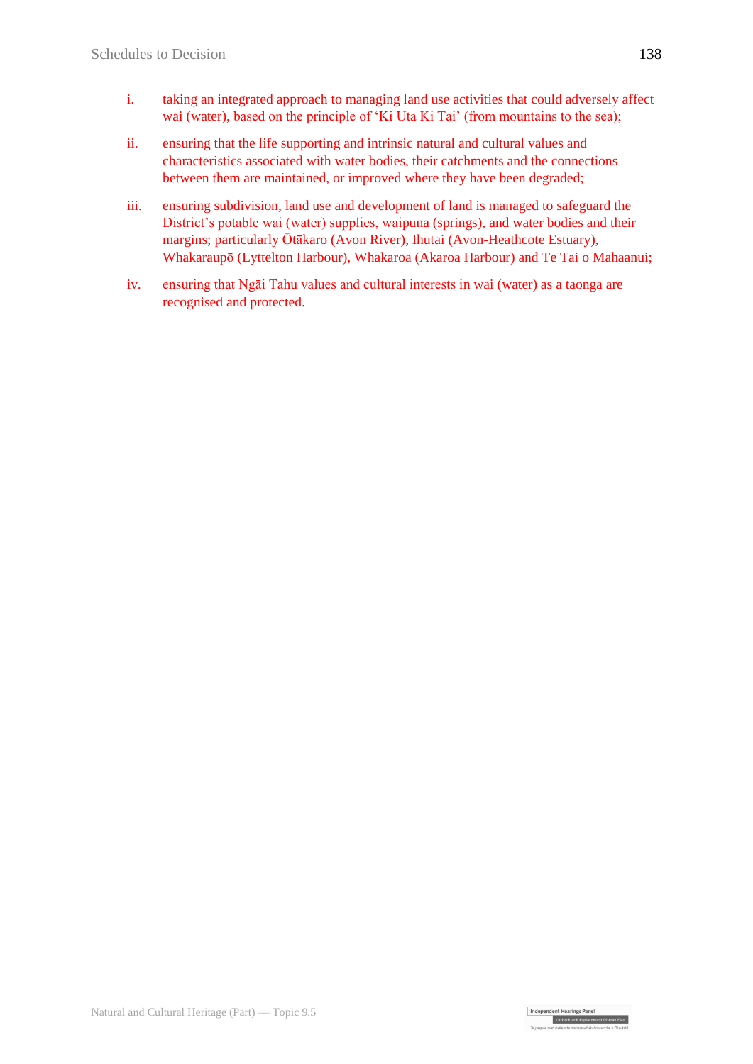i. taking an integrated approach to managing land use activities that could adversely affect wai (water), based on the principle of 'Ki Uta Ki Tai' (from mountains to the sea);

ii. ensuring that the life supporting and intrinsic natural and cultural values and characteristics associated with water bodies, their catchments and the connections between them are maintained, or improved where they have been degraded;

iii. ensuring subdivision, land use and development of land is managed to safeguard the District's potable wai (water) supplies, waipuna (springs), and water bodies and their margins; particularly Ōtākaro (Avon River), Ihutai (Avon-Heathcote Estuary), Whakaraupō (Lyttelton Harbour), Whakaroa (Akaroa Harbour) and Te Tai o Mahaanui;

iv. ensuring that Ngāi Tahu values and cultural interests in wai (water) as a taonga are recognised and protected.